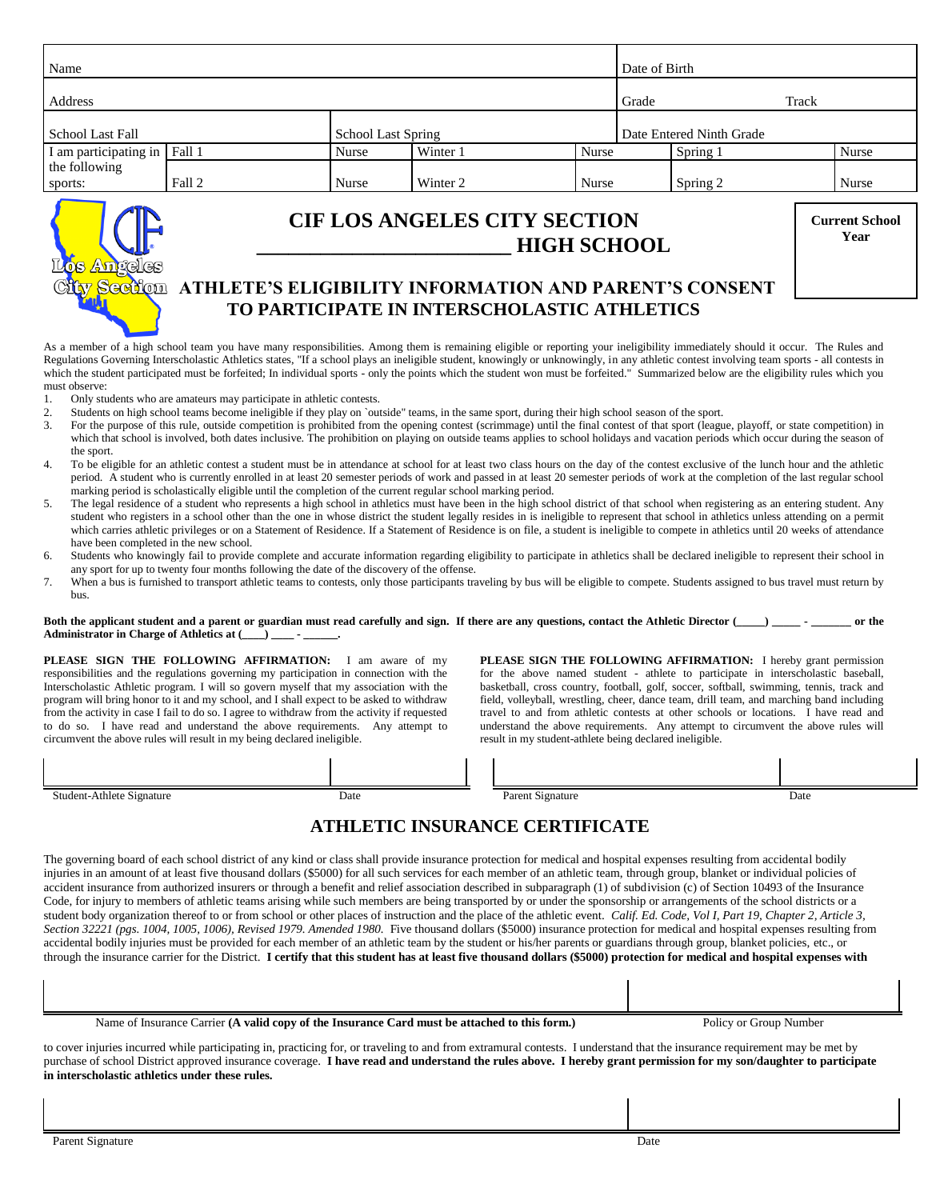| Name | | | | | | Date of Birth | |
| --- | --- | --- | --- | --- | --- | --- | --- |
| Address | | | | | | Grade | Track |
| School Last Fall | | School Last Spring | | | | Date Entered Ninth Grade | |
| I am participating in the following sports: | Fall 1 | Nurse | Winter 1 | Nurse | Spring 1 | | Nurse |
| | Fall 2 | Nurse | Winter 2 | Nurse | Spring 2 | | Nurse |

Los Angeles City Section

# CIF LOS ANGELES CITY SECTION
# ________________________ HIGH SCHOOL

**Current School Year**

## ATHLETE'S ELIGIBILITY INFORMATION AND PARENT'S CONSENT TO PARTICIPATE IN INTERSCHOLASTIC ATHLETICS

As a member of a high school team you have many responsibilities. Among them is remaining eligible or reporting your ineligibility immediately should it occur. The Rules and Regulations Governing Interscholastic Athletics states, "If a school plays an ineligible student, knowingly or unknowingly, in any athletic contest involving team sports - all contests in which the student participated must be forfeited; In individual sports - only the points which the student won must be forfeited." Summarized below are the eligibility rules which you must observe:

1. Only students who are amateurs may participate in athletic contests.
2. Students on high school teams become ineligible if they play on `outside" teams, in the same sport, during their high school season of the sport.
3. For the purpose of this rule, outside competition is prohibited from the opening contest (scrimmage) until the final contest of that sport (league, playoff, or state competition) in which that school is involved, both dates inclusive. The prohibition on playing on outside teams applies to school holidays and vacation periods which occur during the season of the sport.
4. To be eligible for an athletic contest a student must be in attendance at school for at least two class hours on the day of the contest exclusive of the lunch hour and the athletic period. A student who is currently enrolled in at least 20 semester periods of work and passed in at least 20 semester periods of work at the completion of the last regular school marking period is scholastically eligible until the completion of the current regular school marking period.
5. The legal residence of a student who represents a high school in athletics must have been in the high school district of that school when registering as an entering student. Any student who registers in a school other than the one in whose district the student legally resides in is ineligible to represent that school in athletics unless attending on a permit which carries athletic privileges or on a Statement of Residence. If a Statement of Residence is on file, a student is ineligible to compete in athletics until 20 weeks of attendance have been completed in the new school.
6. Students who knowingly fail to provide complete and accurate information regarding eligibility to participate in athletics shall be declared ineligible to represent their school in any sport for up to twenty four months following the date of the discovery of the offense.
7. When a bus is furnished to transport athletic teams to contests, only those participants traveling by bus will be eligible to compete. Students assigned to bus travel must return by bus.

**Both the applicant student and a parent or guardian must read carefully and sign. If there are any questions, contact the Athletic Director (____) ____ - ______ or the Administrator in Charge of Athletics at (____) ____ - ______.**

**PLEASE SIGN THE FOLLOWING AFFIRMATION:** I am aware of my responsibilities and the regulations governing my participation in connection with the Interscholastic Athletic program. I will so govern myself that my association with the program will bring honor to it and my school, and I shall expect to be asked to withdraw from the activity in case I fail to do so. I agree to withdraw from the activity if requested to do so. I have read and understand the above requirements. Any attempt to circumvent the above rules will result in my being declared ineligible.

**PLEASE SIGN THE FOLLOWING AFFIRMATION:** I hereby grant permission for the above named student - athlete to participate in interscholastic baseball, basketball, cross country, football, golf, soccer, softball, swimming, tennis, track and field, volleyball, wrestling, cheer, dance team, drill team, and marching band including travel to and from athletic contests at other schools or locations. I have read and understand the above requirements. Any attempt to circumvent the above rules will result in my student-athlete being declared ineligible.

| Student-Athlete Signature | Date | Parent Signature | Date |
| --- | --- | --- | --- |
| | | | |

## ATHLETIC INSURANCE CERTIFICATE

The governing board of each school district of any kind or class shall provide insurance protection for medical and hospital expenses resulting from accidental bodily injuries in an amount of at least five thousand dollars ($5000) for all such services for each member of an athletic team, through group, blanket or individual policies of accident insurance from authorized insurers or through a benefit and relief association described in subparagraph (1) of subdivision (c) of Section 10493 of the Insurance Code, for injury to members of athletic teams arising while such members are being transported by or under the sponsorship or arrangements of the school districts or a student body organization thereof to or from school or other places of instruction and the place of the athletic event. *Calif. Ed. Code, Vol I, Part 19, Chapter 2, Article 3, Section 32221 (pgs. 1004, 1005, 1006), Revised 1979. Amended 1980.* Five thousand dollars ($5000) insurance protection for medical and hospital expenses resulting from accidental bodily injuries must be provided for each member of an athletic team by the student or his/her parents or guardians through group, blanket policies, etc., or through the insurance carrier for the District. **I certify that this student has at least five thousand dollars ($5000) protection for medical and hospital expenses with**

| Name of Insurance Carrier **(A valid copy of the Insurance Card must be attached to this form.)** | Policy or Group Number |
| --- | --- |
| | |

to cover injuries incurred while participating in, practicing for, or traveling to and from extramural contests. I understand that the insurance requirement may be met by purchase of school District approved insurance coverage. **I have read and understand the rules above. I hereby grant permission for my son/daughter to participate in interscholastic athletics under these rules.**

| Parent Signature | Date |
| --- | --- |
| | |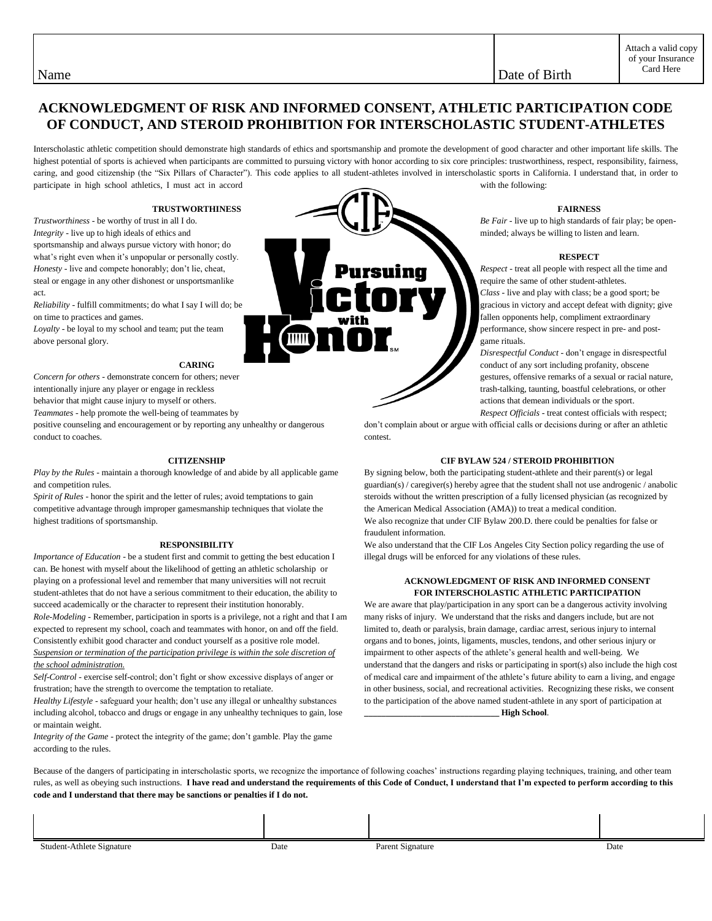| Name | Date of Birth | Attach a valid copy of your Insurance Card Here |
|---|---|---|

# ACKNOWLEDGMENT OF RISK AND INFORMED CONSENT, ATHLETIC PARTICIPATION CODE OF CONDUCT, AND STEROID PROHIBITION FOR INTERSCHOLASTIC STUDENT-ATHLETES

Interscholastic athletic competition should demonstrate high standards of ethics and sportsmanship and promote the development of good character and other important life skills. The highest potential of sports is achieved when participants are committed to pursuing victory with honor according to six core principles: trustworthiness, respect, responsibility, fairness, caring, and good citizenship (the "Six Pillars of Character"). This code applies to all student-athletes involved in interscholastic sports in California. I understand that, in order to participate in high school athletics, I must act in accord with the following:

CIF Pursuing Victory with Honor SM

### TRUSTWORTHINESS

*Trustworthiness* - be worthy of trust in all I do.
*Integrity* - live up to high ideals of ethics and sportsmanship and always pursue victory with honor; do what's right even when it's unpopular or personally costly.
*Honesty* - live and compete honorably; don't lie, cheat, steal or engage in any other dishonest or unsportsmanlike act.
*Reliability* - fulfill commitments; do what I say I will do; be on time to practices and games.
*Loyalty* - be loyal to my school and team; put the team above personal glory.

### CARING

*Concern for others* - demonstrate concern for others; never intentionally injure any player or engage in reckless behavior that might cause injury to myself or others.
*Teammates* - help promote the well-being of teammates by positive counseling and encouragement or by reporting any unhealthy or dangerous conduct to coaches.

### CITIZENSHIP

*Play by the Rules* - maintain a thorough knowledge of and abide by all applicable game and competition rules.
*Spirit of Rules* - honor the spirit and the letter of rules; avoid temptations to gain competitive advantage through improper gamesmanship techniques that violate the highest traditions of sportsmanship.

### RESPONSIBILITY

*Importance of Education* - be a student first and commit to getting the best education I can. Be honest with myself about the likelihood of getting an athletic scholarship or playing on a professional level and remember that many universities will not recruit student-athletes that do not have a serious commitment to their education, the ability to succeed academically or the character to represent their institution honorably.
*Role-Modeling* - Remember, participation in sports is a privilege, not a right and that I am expected to represent my school, coach and teammates with honor, on and off the field. Consistently exhibit good character and conduct yourself as a positive role model. Suspension or termination of the participation privilege is within the sole discretion of the school administration.
*Self-Control* - exercise self-control; don't fight or show excessive displays of anger or frustration; have the strength to overcome the temptation to retaliate.
*Healthy Lifestyle* - safeguard your health; don't use any illegal or unhealthy substances including alcohol, tobacco and drugs or engage in any unhealthy techniques to gain, lose or maintain weight.
*Integrity of the Game* - protect the integrity of the game; don't gamble. Play the game according to the rules.

### FAIRNESS

*Be Fair* - live up to high standards of fair play; be open-minded; always be willing to listen and learn.

### RESPECT

*Respect* - treat all people with respect all the time and require the same of other student-athletes.
*Class* - live and play with class; be a good sport; be gracious in victory and accept defeat with dignity; give fallen opponents help, compliment extraordinary performance, show sincere respect in pre- and post-game rituals.
*Disrespectful Conduct* - don't engage in disrespectful conduct of any sort including profanity, obscene gestures, offensive remarks of a sexual or racial nature, trash-talking, taunting, boastful celebrations, or other actions that demean individuals or the sport.
*Respect Officials* - treat contest officials with respect; don't complain about or argue with official calls or decisions during or after an athletic contest.

### CIF BYLAW 524 / STEROID PROHIBITION

By signing below, both the participating student-athlete and their parent(s) or legal guardian(s) / caregiver(s) hereby agree that the student shall not use androgenic / anabolic steroids without the written prescription of a fully licensed physician (as recognized by the American Medical Association (AMA)) to treat a medical condition.
We also recognize that under CIF Bylaw 200.D. there could be penalties for false or fraudulent information.
We also understand that the CIF Los Angeles City Section policy regarding the use of illegal drugs will be enforced for any violations of these rules.

### ACKNOWLEDGMENT OF RISK AND INFORMED CONSENT FOR INTERSCHOLASTIC ATHLETIC PARTICIPATION

We are aware that play/participation in any sport can be a dangerous activity involving many risks of injury. We understand that the risks and dangers include, but are not limited to, death or paralysis, brain damage, cardiac arrest, serious injury to internal organs and to bones, joints, ligaments, muscles, tendons, and other serious injury or impairment to other aspects of the athlete's general health and well-being. We understand that the dangers and risks or participating in sport(s) also include the high cost of medical care and impairment of the athlete's future ability to earn a living, and engage in other business, social, and recreational activities. Recognizing these risks, we consent to the participation of the above named student-athlete in any sport of participation at ______________________________ **High School**.

Because of the dangers of participating in interscholastic sports, we recognize the importance of following coaches' instructions regarding playing techniques, training, and other team rules, as well as obeying such instructions. **I have read and understand the requirements of this Code of Conduct, I understand that I'm expected to perform according to this code and I understand that there may be sanctions or penalties if I do not.**

| Student-Athlete Signature | Date | Parent Signature | Date |
|---|---|---|---|